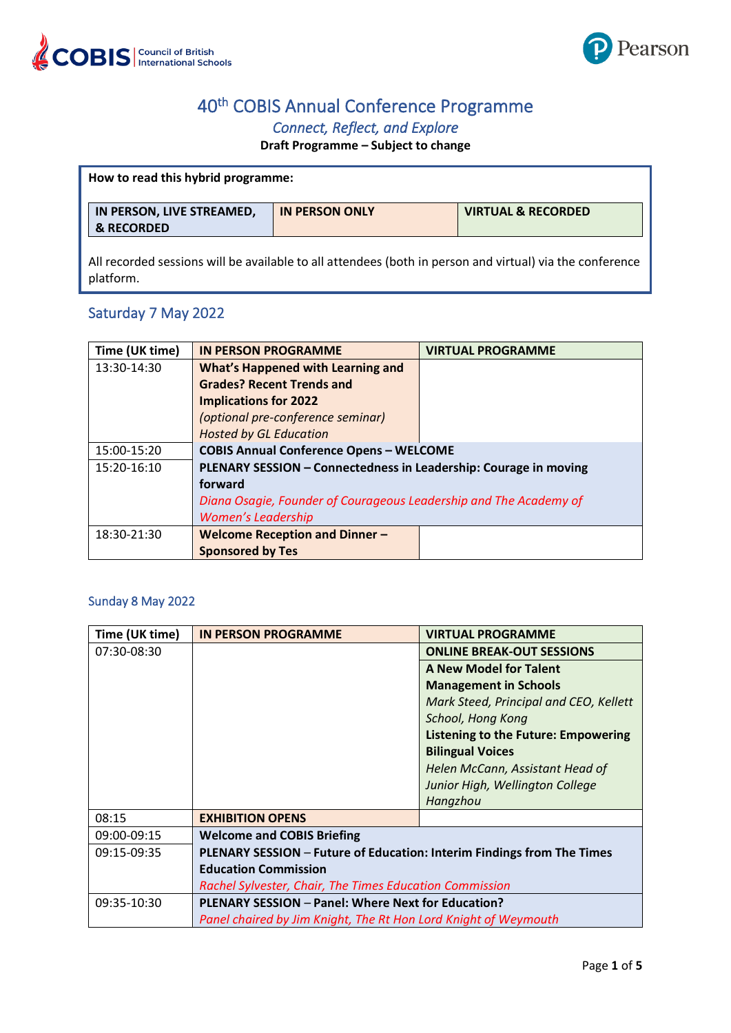# 40th COBIS Annual Conference Programme

*Connect, Reflect, and Explore*

**Draft Programme – Subject to change**

**How to read this hybrid programme:**

| IN PERSON, LIVE STREAMED, & RECORDED | IN PERSON ONLY | VIRTUAL & RECORDED |
|---|---|---|

All recorded sessions will be available to all attendees (both in person and virtual) via the conference platform.

## Saturday 7 May 2022

| Time (UK time) | IN PERSON PROGRAMME | VIRTUAL PROGRAMME |
|---|---|---|
| 13:30-14:30 | **What's Happened with Learning and Grades? Recent Trends and Implications for 2022** *(optional pre-conference seminar)* *Hosted by GL Education* | |
| 15:00-15:20 | **COBIS Annual Conference Opens – WELCOME** | |
| 15:20-16:10 | **PLENARY SESSION – Connectedness in Leadership: Courage in moving forward** *Diana Osagie, Founder of Courageous Leadership and The Academy of Women's Leadership* | |
| 18:30-21:30 | **Welcome Reception and Dinner – Sponsored by Tes** | |

## Sunday 8 May 2022

| Time (UK time) | IN PERSON PROGRAMME | VIRTUAL PROGRAMME |
|---|---|---|
| 07:30-08:30 | | **ONLINE BREAK-OUT SESSIONS** **A New Model for Talent Management in Schools** *Mark Steed, Principal and CEO, Kellett School, Hong Kong* **Listening to the Future: Empowering Bilingual Voices** *Helen McCann, Assistant Head of Junior High, Wellington College Hangzhou* |
| 08:15 | **EXHIBITION OPENS** | |
| 09:00-09:15 | **Welcome and COBIS Briefing** | |
| 09:15-09:35 | **PLENARY SESSION – Future of Education: Interim Findings from The Times Education Commission** *Rachel Sylvester, Chair, The Times Education Commission* | |
| 09:35-10:30 | **PLENARY SESSION – Panel: Where Next for Education?** *Panel chaired by Jim Knight, The Rt Hon Lord Knight of Weymouth* | |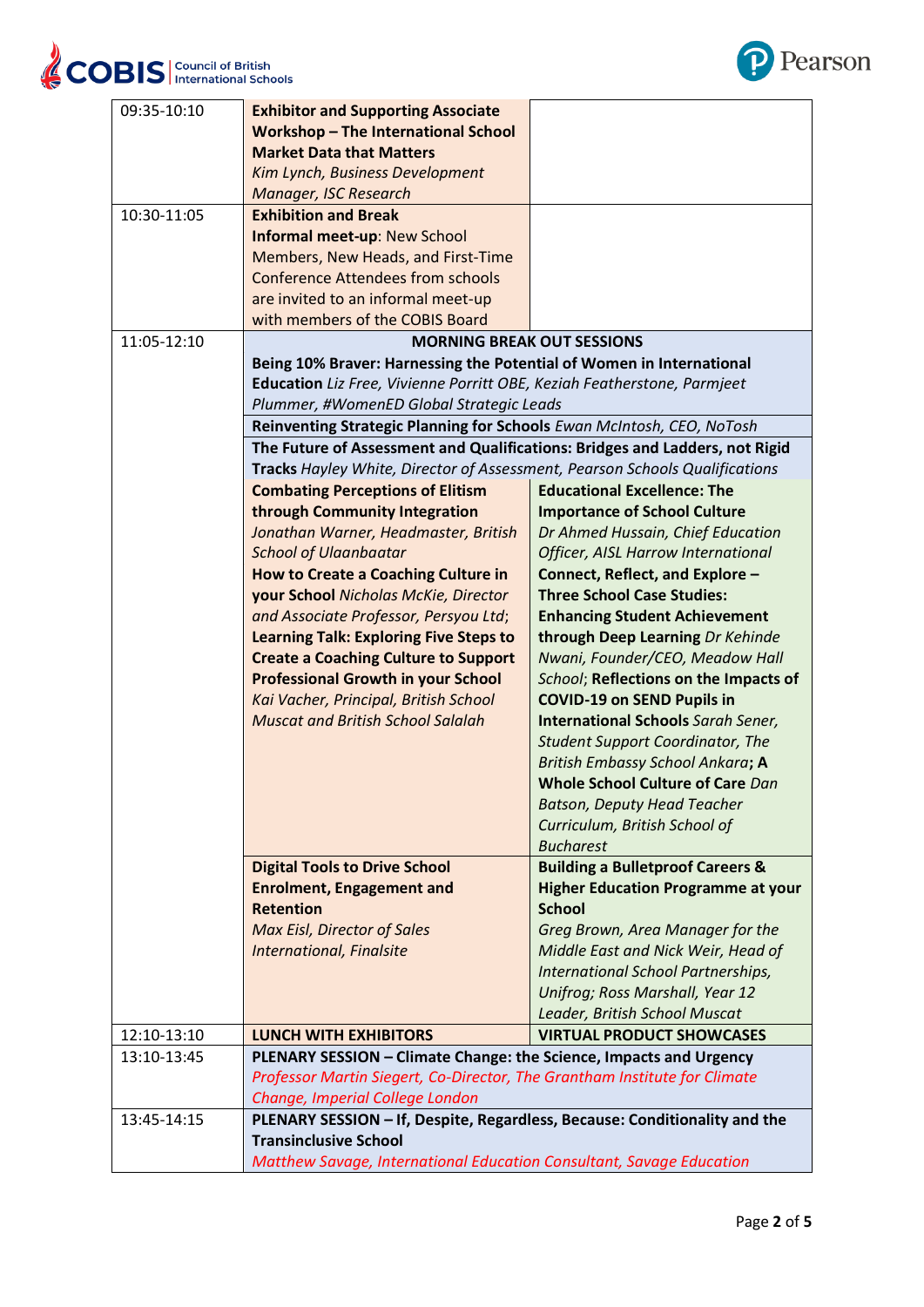| | | |
|---|---|---|
| 09:35-10:10 | **Exhibitor and Supporting Associate Workshop – The International School Market Data that Matters** *Kim Lynch, Business Development Manager, ISC Research* | |
| 10:30-11:05 | **Exhibition and Break** **Informal meet-up**: New School Members, New Heads, and First-Time Conference Attendees from schools are invited to an informal meet-up with members of the COBIS Board | |
| 11:05-12:10 | **MORNING BREAK OUT SESSIONS** | |
| | **Being 10% Braver: Harnessing the Potential of Women in International Education** *Liz Free, Vivienne Porritt OBE, Keziah Featherstone, Parmjeet Plummer, #WomenED Global Strategic Leads* | |
| | **Reinventing Strategic Planning for Schools** *Ewan McIntosh, CEO, NoTosh* | |
| | **The Future of Assessment and Qualifications: Bridges and Ladders, not Rigid Tracks** *Hayley White, Director of Assessment, Pearson Schools Qualifications* | |
| | **Combating Perceptions of Elitism through Community Integration** *Jonathan Warner, Headmaster, British School of Ulaanbaatar* **How to Create a Coaching Culture in your School** *Nicholas McKie, Director and Associate Professor, Persyou Ltd*; **Learning Talk: Exploring Five Steps to Create a Coaching Culture to Support Professional Growth in your School** *Kai Vacher, Principal, British School Muscat and British School Salalah* | **Educational Excellence: The Importance of School Culture** *Dr Ahmed Hussain, Chief Education Officer, AISL Harrow International* **Connect, Reflect, and Explore – Three School Case Studies: Enhancing Student Achievement through Deep Learning** *Dr Kehinde Nwani, Founder/CEO, Meadow Hall School*; **Reflections on the Impacts of COVID-19 on SEND Pupils in International Schools** *Sarah Sener, Student Support Coordinator, The British Embassy School Ankara*; **A Whole School Culture of Care** *Dan Batson, Deputy Head Teacher Curriculum, British School of Bucharest* |
| | **Digital Tools to Drive School Enrolment, Engagement and Retention** *Max Eisl, Director of Sales International, Finalsite* | **Building a Bulletproof Careers & Higher Education Programme at your School** *Greg Brown, Area Manager for the Middle East and Nick Weir, Head of International School Partnerships, Unifrog; Ross Marshall, Year 12 Leader, British School Muscat* |
| 12:10-13:10 | **LUNCH WITH EXHIBITORS** | **VIRTUAL PRODUCT SHOWCASES** |
| 13:10-13:45 | **PLENARY SESSION – Climate Change: the Science, Impacts and Urgency** *Professor Martin Siegert, Co-Director, The Grantham Institute for Climate Change, Imperial College London* | |
| 13:45-14:15 | **PLENARY SESSION – If, Despite, Regardless, Because: Conditionality and the Transinclusive School** *Matthew Savage, International Education Consultant, Savage Education* | |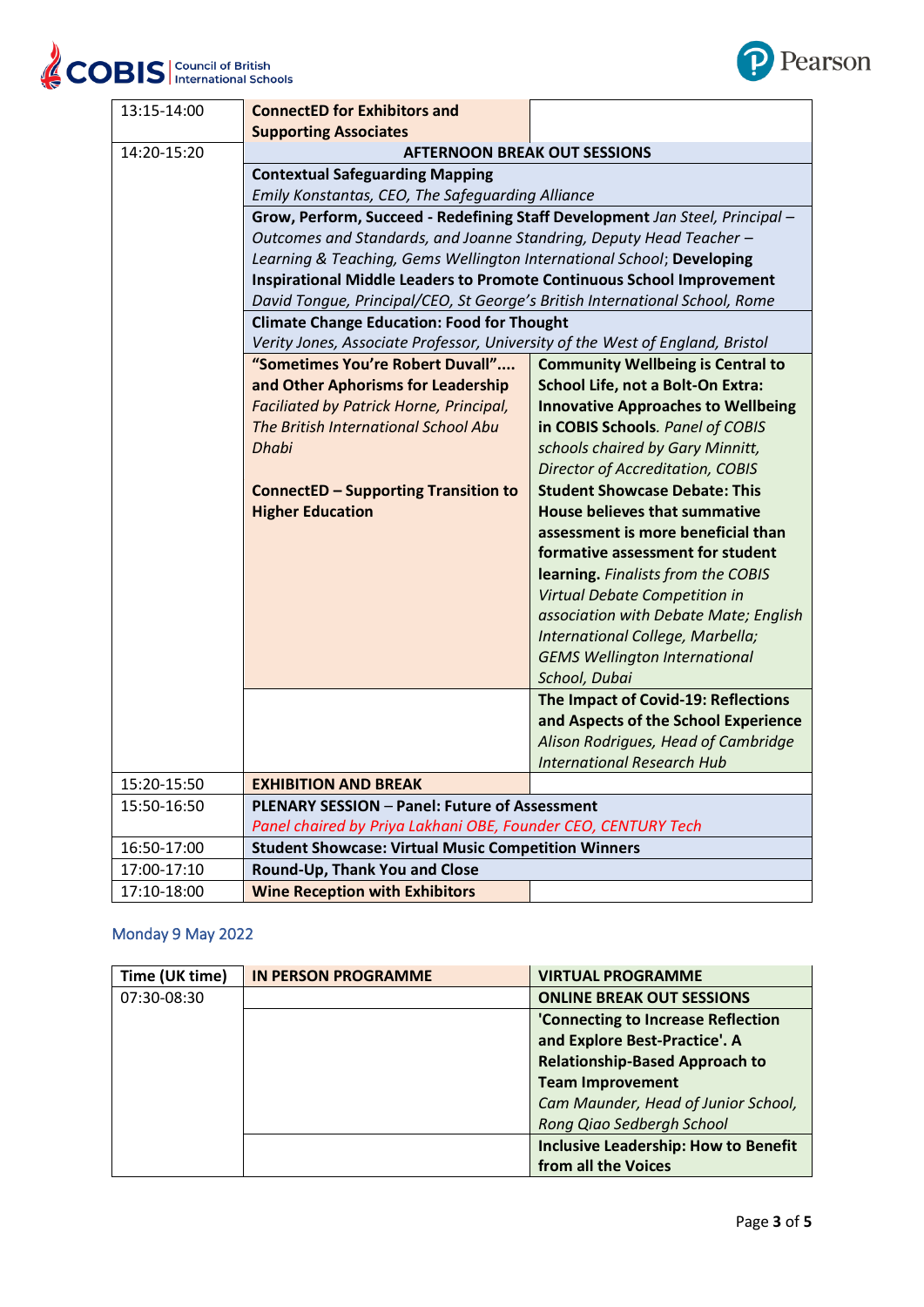| | | |
|---|---|---|
| 13:15-14:00 | **ConnectED for Exhibitors and Supporting Associates** | |
| 14:20-15:20 | **AFTERNOON BREAK OUT SESSIONS** | |
| | **Contextual Safeguarding Mapping** *Emily Konstantas, CEO, The Safeguarding Alliance* | |
| | **Grow, Perform, Succeed - Redefining Staff Development** *Jan Steel, Principal – Outcomes and Standards, and Joanne Standring, Deputy Head Teacher – Learning & Teaching, Gems Wellington International School*; **Developing Inspirational Middle Leaders to Promote Continuous School Improvement** *David Tongue, Principal/CEO, St George's British International School, Rome* | |
| | **Climate Change Education: Food for Thought** *Verity Jones, Associate Professor, University of the West of England, Bristol* | |
| | **"Sometimes You're Robert Duvall"…. and Other Aphorisms for Leadership** *Faciliated by Patrick Horne, Principal, The British International School Abu Dhabi*<br><br>**ConnectED – Supporting Transition to Higher Education** | **Community Wellbeing is Central to School Life, not a Bolt-On Extra: Innovative Approaches to Wellbeing in COBIS Schools**. *Panel of COBIS schools chaired by Gary Minnitt, Director of Accreditation, COBIS*<br>**Student Showcase Debate: This House believes that summative assessment is more beneficial than formative assessment for student learning.** *Finalists from the COBIS Virtual Debate Competition in association with Debate Mate; English International College, Marbella; GEMS Wellington International School, Dubai* |
| | | **The Impact of Covid-19: Reflections and Aspects of the School Experience** *Alison Rodrigues, Head of Cambridge International Research Hub* |
| 15:20-15:50 | **EXHIBITION AND BREAK** | |
| 15:50-16:50 | **PLENARY SESSION** – **Panel: Future of Assessment** *Panel chaired by Priya Lakhani OBE, Founder CEO, CENTURY Tech* | |
| 16:50-17:00 | **Student Showcase: Virtual Music Competition Winners** | |
| 17:00-17:10 | **Round-Up, Thank You and Close** | |
| 17:10-18:00 | **Wine Reception with Exhibitors** | |

## Monday 9 May 2022

| Time (UK time) | IN PERSON PROGRAMME | VIRTUAL PROGRAMME |
|---|---|---|
| 07:30-08:30 | | **ONLINE BREAK OUT SESSIONS** |
| | | **'Connecting to Increase Reflection and Explore Best-Practice'. A Relationship-Based Approach to Team Improvement** *Cam Maunder, Head of Junior School, Rong Qiao Sedbergh School* |
| | | **Inclusive Leadership: How to Benefit from all the Voices** |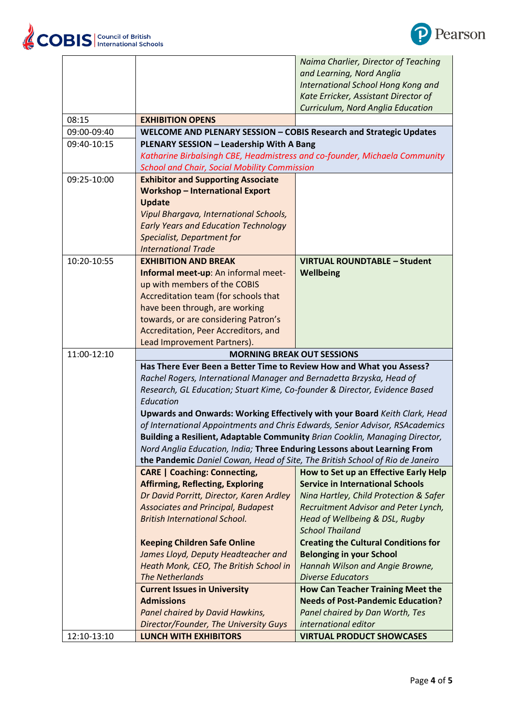| | | |
|---|---|---|
| | | *Naima Charlier, Director of Teaching and Learning, Nord Anglia International School Hong Kong and Kate Erricker, Assistant Director of Curriculum, Nord Anglia Education* |
| 08:15 | **EXHIBITION OPENS** | |
| 09:00-09:40 | **WELCOME AND PLENARY SESSION – COBIS Research and Strategic Updates** | |
| 09:40-10:15 | **PLENARY SESSION – Leadership With A Bang** *Katharine Birbalsingh CBE, Headmistress and co-founder, Michaela Community School and Chair, Social Mobility Commission* | |
| 09:25-10:00 | **Exhibitor and Supporting Associate Workshop – International Export Update** *Vipul Bhargava, International Schools, Early Years and Education Technology Specialist, Department for International Trade* | |
| 10:20-10:55 | **EXHIBITION AND BREAK** **Informal meet-up**: An informal meet-up with members of the COBIS Accreditation team (for schools that have been through, are working towards, or are considering Patron's Accreditation, Peer Accreditors, and Lead Improvement Partners). | **VIRTUAL ROUNDTABLE – Student Wellbeing** |
| 11:00-12:10 | **MORNING BREAK OUT SESSIONS** | |
| | **Has There Ever Been a Better Time to Review How and What you Assess?** *Rachel Rogers, International Manager and Bernadetta Brzyska, Head of Research, GL Education; Stuart Kime, Co-founder & Director, Evidence Based Education* **Upwards and Onwards: Working Effectively with your Board** *Keith Clark, Head of International Appointments and Chris Edwards, Senior Advisor, RSAcademics* **Building a Resilient, Adaptable Community** *Brian Cooklin, Managing Director, Nord Anglia Education, India;* **Three Enduring Lessons about Learning From the Pandemic** *Daniel Cowan, Head of Site, The British School of Rio de Janeiro* | |
| | **CARE \| Coaching: Connecting, Affirming, Reflecting, Exploring** *Dr David Porritt, Director, Karen Ardley Associates and Principal, Budapest British International School.* **Keeping Children Safe Online** *James Lloyd, Deputy Headteacher and Heath Monk, CEO, The British School in The Netherlands* | **How to Set up an Effective Early Help Service in International Schools** *Nina Hartley, Child Protection & Safer Recruitment Advisor and Peter Lynch, Head of Wellbeing & DSL, Rugby School Thailand* **Creating the Cultural Conditions for Belonging in your School** *Hannah Wilson and Angie Browne, Diverse Educators* |
| | **Current Issues in University Admissions** *Panel chaired by David Hawkins, Director/Founder, The University Guys* | **How Can Teacher Training Meet the Needs of Post-Pandemic Education?** *Panel chaired by Dan Worth, Tes international editor* |
| 12:10-13:10 | **LUNCH WITH EXHIBITORS** | **VIRTUAL PRODUCT SHOWCASES** |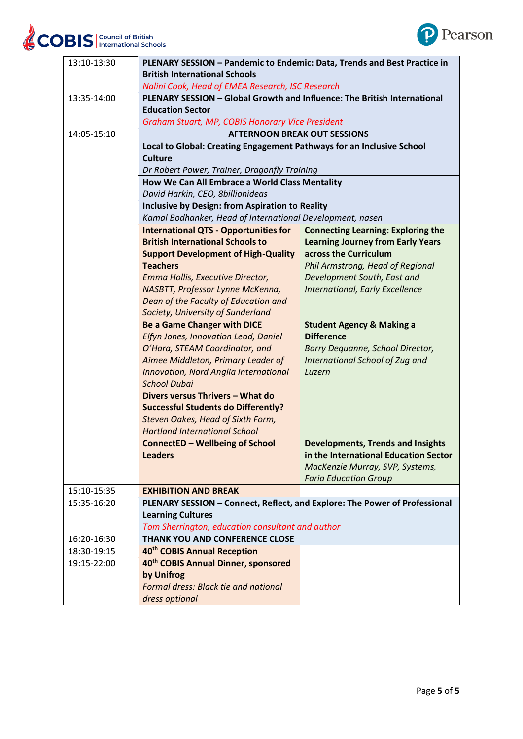| | | |
|---|---|---|
| 13:10-13:30 | **PLENARY SESSION – Pandemic to Endemic: Data, Trends and Best Practice in British International Schools**<br>*Nalini Cook, Head of EMEA Research, ISC Research* | |
| 13:35-14:00 | **PLENARY SESSION – Global Growth and Influence: The British International Education Sector**<br>*Graham Stuart, MP, COBIS Honorary Vice President* | |
| 14:05-15:10 | **AFTERNOON BREAK OUT SESSIONS**<br>**Local to Global: Creating Engagement Pathways for an Inclusive School Culture**<br>*Dr Robert Power, Trainer, Dragonfly Training* | |
| | **How We Can All Embrace a World Class Mentality**<br>*David Harkin, CEO, 8billionideas* | |
| | **Inclusive by Design: from Aspiration to Reality**<br>*Kamal Bodhanker, Head of International Development, nasen* | |
| | **International QTS - Opportunities for British International Schools to Support Development of High-Quality Teachers**<br>*Emma Hollis, Executive Director, NASBTT, Professor Lynne McKenna, Dean of the Faculty of Education and Society, University of Sunderland*<br>**Be a Game Changer with DICE**<br>*Elfyn Jones, Innovation Lead, Daniel O'Hara, STEAM Coordinator, and Aimee Middleton, Primary Leader of Innovation, Nord Anglia International School Dubai*<br>**Divers versus Thrivers – What do Successful Students do Differently?**<br>*Steven Oakes, Head of Sixth Form, Hartland International School* | **Connecting Learning: Exploring the Learning Journey from Early Years across the Curriculum**<br>*Phil Armstrong, Head of Regional Development South, East and International, Early Excellence*<br>**Student Agency & Making a Difference**<br>*Barry Dequanne, School Director, International School of Zug and Luzern* |
| | **ConnectED – Wellbeing of School Leaders** | **Developments, Trends and Insights in the International Education Sector**<br>*MacKenzie Murray, SVP, Systems, Faria Education Group* |
| 15:10-15:35 | **EXHIBITION AND BREAK** | |
| 15:35-16:20 | **PLENARY SESSION – Connect, Reflect, and Explore: The Power of Professional Learning Cultures**<br>*Tom Sherrington, education consultant and author* | |
| 16:20-16:30 | **THANK YOU AND CONFERENCE CLOSE** | |
| 18:30-19:15 | **40th COBIS Annual Reception** | |
| 19:15-22:00 | **40th COBIS Annual Dinner, sponsored by Unifrog**<br>*Formal dress: Black tie and national dress optional* | |